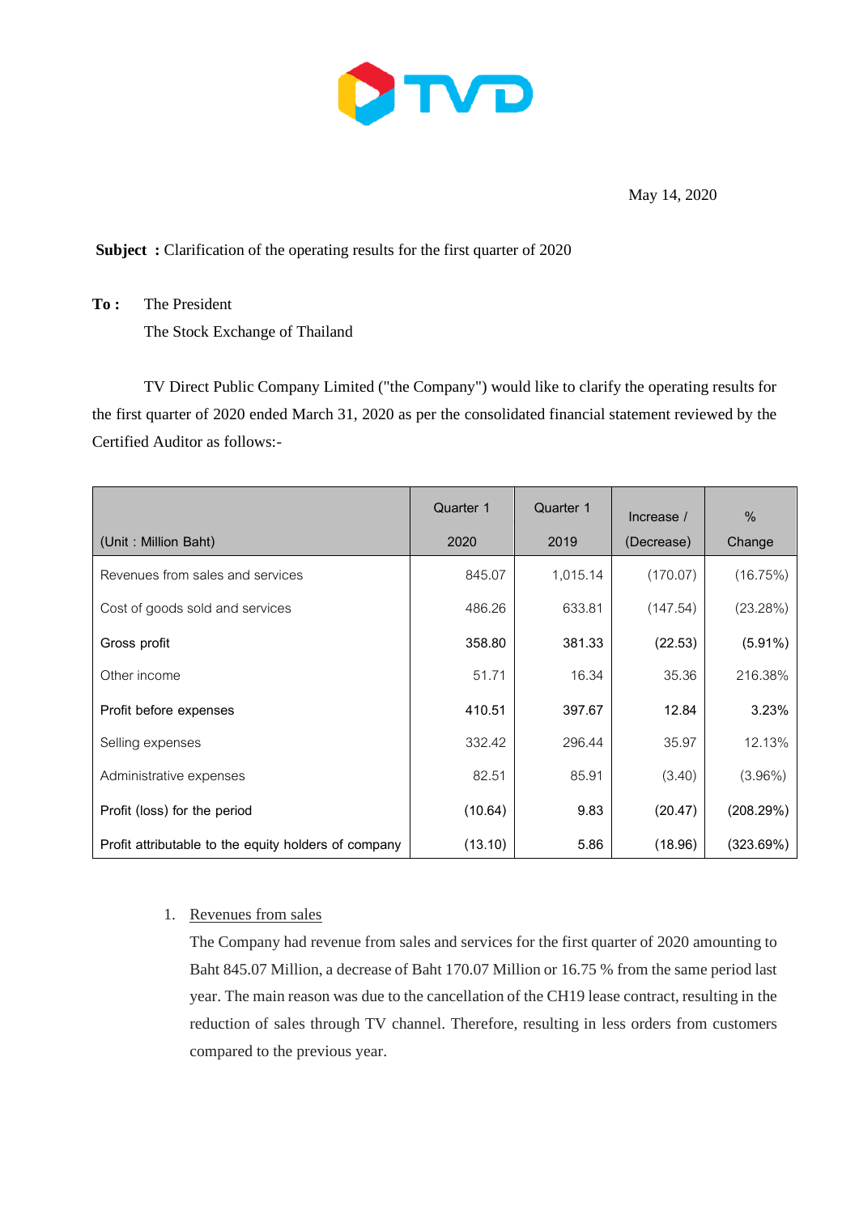May 14, 2020

**Subject :** Clarification of the operating results for the first quarter of 2020

**To :** The President

The Stock Exchange of Thailand

TV Direct Public Company Limited ("the Company") would like to clarify the operating results for the first quarter of 2020 ended March 31, 2020 as per the consolidated financial statement reviewed by the Certified Auditor as follows:-

| (Unit : Million Baht) | Quarter 1 2020 | Quarter 1 2019 | Increase / (Decrease) | % Change |
|---|---|---|---|---|
| Revenues from sales and services | 845.07 | 1,015.14 | (170.07) | (16.75%) |
| Cost of goods sold and services | 486.26 | 633.81 | (147.54) | (23.28%) |
| **Gross profit** | **358.80** | **381.33** | **(22.53)** | **(5.91%)** |
| Other income | 51.71 | 16.34 | 35.36 | 216.38% |
| **Profit before expenses** | **410.51** | **397.67** | **12.84** | **3.23%** |
| Selling expenses | 332.42 | 296.44 | 35.97 | 12.13% |
| Administrative expenses | 82.51 | 85.91 | (3.40) | (3.96%) |
| **Profit (loss) for the period** | **(10.64)** | **9.83** | **(20.47)** | **(208.29%)** |
| **Profit attributable to the equity holders of company** | **(13.10)** | **5.86** | **(18.96)** | **(323.69%)** |

1. Revenues from sales

   The Company had revenue from sales and services for the first quarter of 2020 amounting to Baht 845.07 Million, a decrease of Baht 170.07 Million or 16.75 % from the same period last year. The main reason was due to the cancellation of the CH19 lease contract, resulting in the reduction of sales through TV channel. Therefore, resulting in less orders from customers compared to the previous year.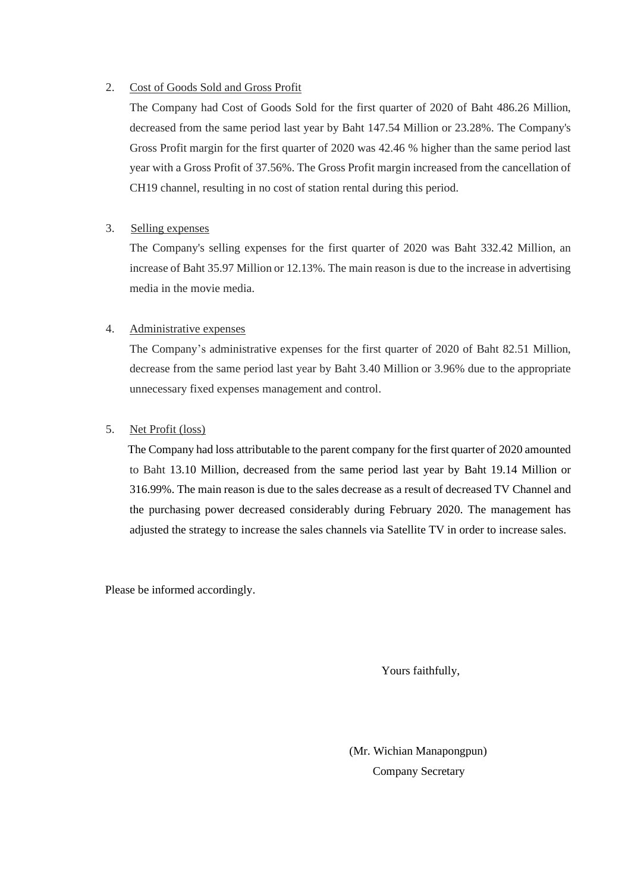2. Cost of Goods Sold and Gross Profit

   The Company had Cost of Goods Sold for the first quarter of 2020 of Baht 486.26 Million, decreased from the same period last year by Baht 147.54 Million or 23.28%. The Company's Gross Profit margin for the first quarter of 2020 was 42.46 % higher than the same period last year with a Gross Profit of 37.56%. The Gross Profit margin increased from the cancellation of CH19 channel, resulting in no cost of station rental during this period.

3. Selling expenses

   The Company's selling expenses for the first quarter of 2020 was Baht 332.42 Million, an increase of Baht 35.97 Million or 12.13%. The main reason is due to the increase in advertising media in the movie media.

4. Administrative expenses

   The Company's administrative expenses for the first quarter of 2020 of Baht 82.51 Million, decrease from the same period last year by Baht 3.40 Million or 3.96% due to the appropriate unnecessary fixed expenses management and control.

5. Net Profit (loss)

   The Company had loss attributable to the parent company for the first quarter of 2020 amounted to Baht 13.10 Million, decreased from the same period last year by Baht 19.14 Million or 316.99%. The main reason is due to the sales decrease as a result of decreased TV Channel and the purchasing power decreased considerably during February 2020. The management has adjusted the strategy to increase the sales channels via Satellite TV in order to increase sales.

Please be informed accordingly.

Yours faithfully,

(Mr. Wichian Manapongpun)

Company Secretary